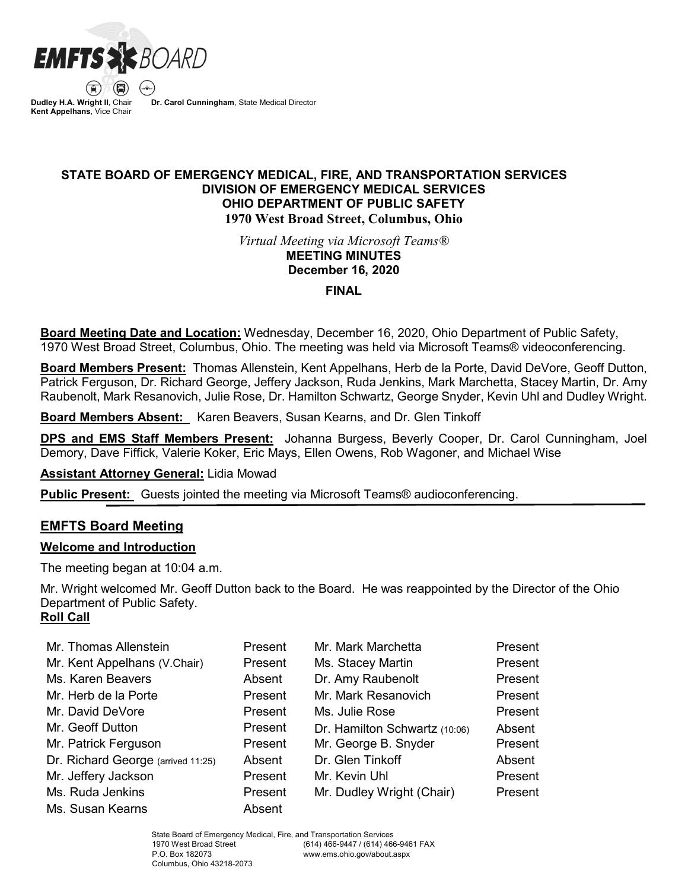**EMFTS BOARD**

**Dudley H.A. Wright II**, Chair **Dr. Carol Cunningham**, State Medical Director
**Kent Appelhans**, Vice Chair

**STATE BOARD OF EMERGENCY MEDICAL, FIRE, AND TRANSPORTATION SERVICES**
**DIVISION OF EMERGENCY MEDICAL SERVICES**
**OHIO DEPARTMENT OF PUBLIC SAFETY**
**1970 West Broad Street, Columbus, Ohio**

*Virtual Meeting via Microsoft Teams®*
**MEETING MINUTES**
**December 16, 2020**

**FINAL**

**Board Meeting Date and Location:** Wednesday, December 16, 2020, Ohio Department of Public Safety, 1970 West Broad Street, Columbus, Ohio. The meeting was held via Microsoft Teams® videoconferencing.

**Board Members Present:** Thomas Allenstein, Kent Appelhans, Herb de la Porte, David DeVore, Geoff Dutton, Patrick Ferguson, Dr. Richard George, Jeffery Jackson, Ruda Jenkins, Mark Marchetta, Stacey Martin, Dr. Amy Raubenolt, Mark Resanovich, Julie Rose, Dr. Hamilton Schwartz, George Snyder, Kevin Uhl and Dudley Wright.

**Board Members Absent:** Karen Beavers, Susan Kearns, and Dr. Glen Tinkoff

**DPS and EMS Staff Members Present:** Johanna Burgess, Beverly Cooper, Dr. Carol Cunningham, Joel Demory, Dave Fiffick, Valerie Koker, Eric Mays, Ellen Owens, Rob Wagoner, and Michael Wise

**Assistant Attorney General:** Lidia Mowad

**Public Present:** Guests jointed the meeting via Microsoft Teams® audioconferencing.

## EMFTS Board Meeting

### Welcome and Introduction

The meeting began at 10:04 a.m.

Mr. Wright welcomed Mr. Geoff Dutton back to the Board. He was reappointed by the Director of the Ohio Department of Public Safety.

### Roll Call

| | | | |
|---|---|---|---|
| Mr. Thomas Allenstein | Present | Mr. Mark Marchetta | Present |
| Mr. Kent Appelhans (V.Chair) | Present | Ms. Stacey Martin | Present |
| Ms. Karen Beavers | Absent | Dr. Amy Raubenolt | Present |
| Mr. Herb de la Porte | Present | Mr. Mark Resanovich | Present |
| Mr. David DeVore | Present | Ms. Julie Rose | Present |
| Mr. Geoff Dutton | Present | Dr. Hamilton Schwartz (10:06) | Absent |
| Mr. Patrick Ferguson | Present | Mr. George B. Snyder | Present |
| Dr. Richard George (arrived 11:25) | Absent | Dr. Glen Tinkoff | Absent |
| Mr. Jeffery Jackson | Present | Mr. Kevin Uhl | Present |
| Ms. Ruda Jenkins | Present | Mr. Dudley Wright (Chair) | Present |
| Ms. Susan Kearns | Absent | | |

State Board of Emergency Medical, Fire, and Transportation Services
1970 West Broad Street (614) 466-9447 / (614) 466-9461 FAX
P.O. Box 182073 www.ems.ohio.gov/about.aspx
Columbus, Ohio 43218-2073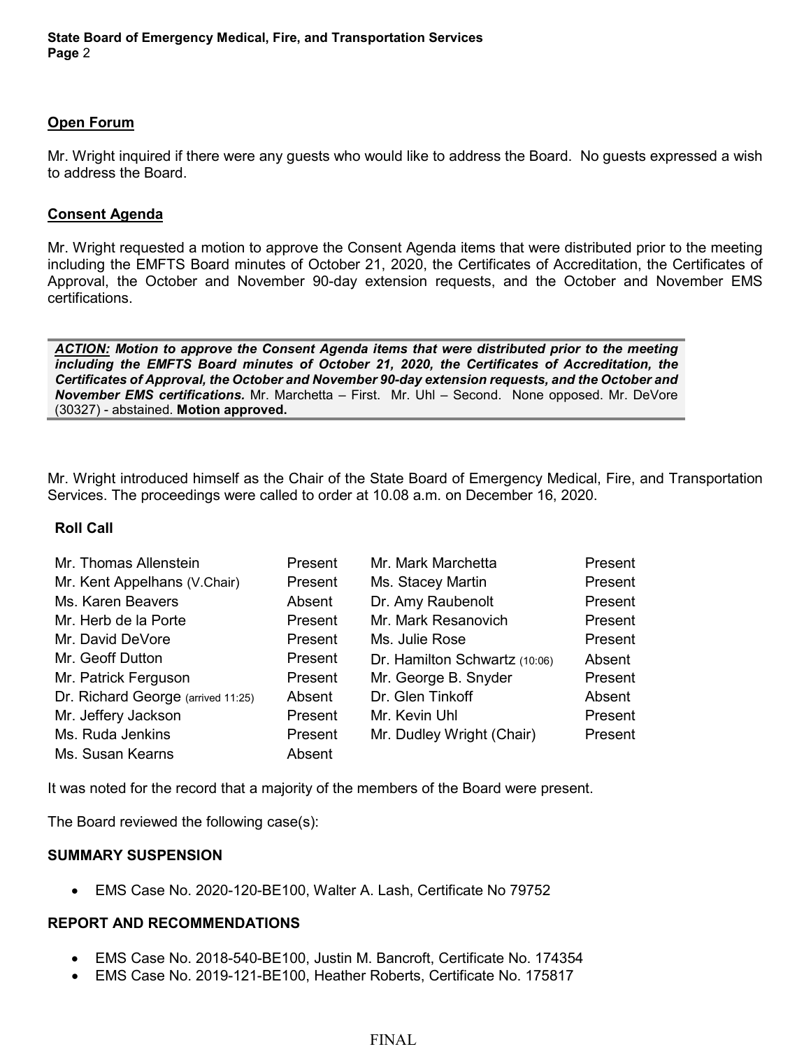## Open Forum

Mr. Wright inquired if there were any guests who would like to address the Board. No guests expressed a wish to address the Board.

## Consent Agenda

Mr. Wright requested a motion to approve the Consent Agenda items that were distributed prior to the meeting including the EMFTS Board minutes of October 21, 2020, the Certificates of Accreditation, the Certificates of Approval, the October and November 90-day extension requests, and the October and November EMS certifications.

> ***ACTION:*** ***Motion to approve the Consent Agenda items that were distributed prior to the meeting including the EMFTS Board minutes of October 21, 2020, the Certificates of Accreditation, the Certificates of Approval, the October and November 90-day extension requests, and the October and November EMS certifications.*** Mr. Marchetta – First. Mr. Uhl – Second. None opposed. Mr. DeVore (30327) - abstained. **Motion approved.**

Mr. Wright introduced himself as the Chair of the State Board of Emergency Medical, Fire, and Transportation Services. The proceedings were called to order at 10.08 a.m. on December 16, 2020.

### Roll Call

| | | | |
|---|---|---|---|
| Mr. Thomas Allenstein | Present | Mr. Mark Marchetta | Present |
| Mr. Kent Appelhans (V.Chair) | Present | Ms. Stacey Martin | Present |
| Ms. Karen Beavers | Absent | Dr. Amy Raubenolt | Present |
| Mr. Herb de la Porte | Present | Mr. Mark Resanovich | Present |
| Mr. David DeVore | Present | Ms. Julie Rose | Present |
| Mr. Geoff Dutton | Present | Dr. Hamilton Schwartz (10:06) | Absent |
| Mr. Patrick Ferguson | Present | Mr. George B. Snyder | Present |
| Dr. Richard George (arrived 11:25) | Absent | Dr. Glen Tinkoff | Absent |
| Mr. Jeffery Jackson | Present | Mr. Kevin Uhl | Present |
| Ms. Ruda Jenkins | Present | Mr. Dudley Wright (Chair) | Present |
| Ms. Susan Kearns | Absent | | |

It was noted for the record that a majority of the members of the Board were present.

The Board reviewed the following case(s):

### SUMMARY SUSPENSION

- EMS Case No. 2020-120-BE100, Walter A. Lash, Certificate No 79752

### REPORT AND RECOMMENDATIONS

- EMS Case No. 2018-540-BE100, Justin M. Bancroft, Certificate No. 174354
- EMS Case No. 2019-121-BE100, Heather Roberts, Certificate No. 175817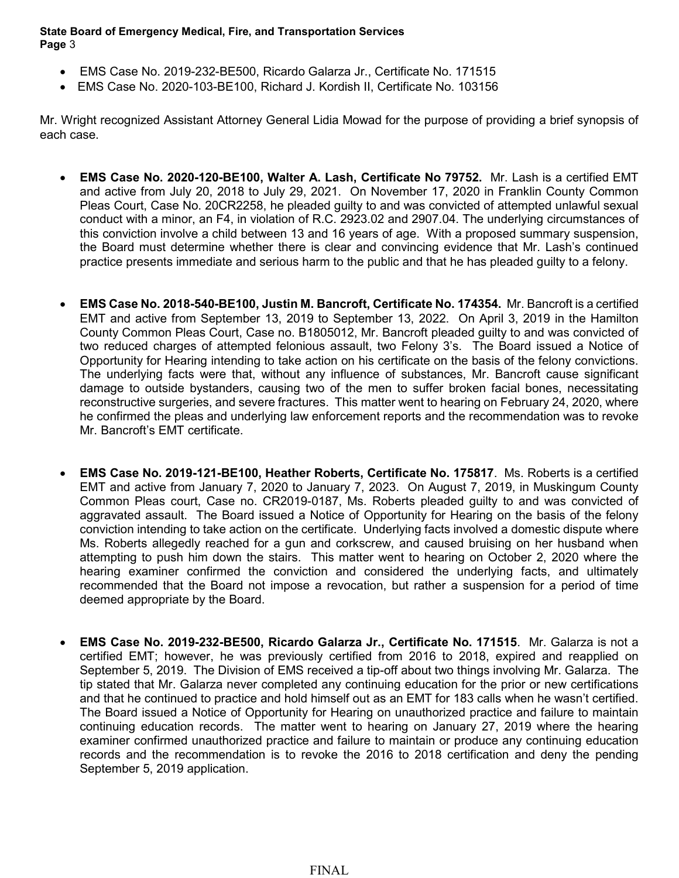- EMS Case No. 2019-232-BE500, Ricardo Galarza Jr., Certificate No. 171515
- EMS Case No. 2020-103-BE100, Richard J. Kordish II, Certificate No. 103156

Mr. Wright recognized Assistant Attorney General Lidia Mowad for the purpose of providing a brief synopsis of each case.

- **EMS Case No. 2020-120-BE100, Walter A. Lash, Certificate No 79752.** Mr. Lash is a certified EMT and active from July 20, 2018 to July 29, 2021. On November 17, 2020 in Franklin County Common Pleas Court, Case No. 20CR2258, he pleaded guilty to and was convicted of attempted unlawful sexual conduct with a minor, an F4, in violation of R.C. 2923.02 and 2907.04. The underlying circumstances of this conviction involve a child between 13 and 16 years of age. With a proposed summary suspension, the Board must determine whether there is clear and convincing evidence that Mr. Lash's continued practice presents immediate and serious harm to the public and that he has pleaded guilty to a felony.

- **EMS Case No. 2018-540-BE100, Justin M. Bancroft, Certificate No. 174354.** Mr. Bancroft is a certified EMT and active from September 13, 2019 to September 13, 2022. On April 3, 2019 in the Hamilton County Common Pleas Court, Case no. B1805012, Mr. Bancroft pleaded guilty to and was convicted of two reduced charges of attempted felonious assault, two Felony 3's. The Board issued a Notice of Opportunity for Hearing intending to take action on his certificate on the basis of the felony convictions. The underlying facts were that, without any influence of substances, Mr. Bancroft cause significant damage to outside bystanders, causing two of the men to suffer broken facial bones, necessitating reconstructive surgeries, and severe fractures. This matter went to hearing on February 24, 2020, where he confirmed the pleas and underlying law enforcement reports and the recommendation was to revoke Mr. Bancroft's EMT certificate.

- **EMS Case No. 2019-121-BE100, Heather Roberts, Certificate No. 175817**. Ms. Roberts is a certified EMT and active from January 7, 2020 to January 7, 2023. On August 7, 2019, in Muskingum County Common Pleas court, Case no. CR2019-0187, Ms. Roberts pleaded guilty to and was convicted of aggravated assault. The Board issued a Notice of Opportunity for Hearing on the basis of the felony conviction intending to take action on the certificate. Underlying facts involved a domestic dispute where Ms. Roberts allegedly reached for a gun and corkscrew, and caused bruising on her husband when attempting to push him down the stairs. This matter went to hearing on October 2, 2020 where the hearing examiner confirmed the conviction and considered the underlying facts, and ultimately recommended that the Board not impose a revocation, but rather a suspension for a period of time deemed appropriate by the Board.

- **EMS Case No. 2019-232-BE500, Ricardo Galarza Jr., Certificate No. 171515**. Mr. Galarza is not a certified EMT; however, he was previously certified from 2016 to 2018, expired and reapplied on September 5, 2019. The Division of EMS received a tip-off about two things involving Mr. Galarza. The tip stated that Mr. Galarza never completed any continuing education for the prior or new certifications and that he continued to practice and hold himself out as an EMT for 183 calls when he wasn't certified. The Board issued a Notice of Opportunity for Hearing on unauthorized practice and failure to maintain continuing education records. The matter went to hearing on January 27, 2019 where the hearing examiner confirmed unauthorized practice and failure to maintain or produce any continuing education records and the recommendation is to revoke the 2016 to 2018 certification and deny the pending September 5, 2019 application.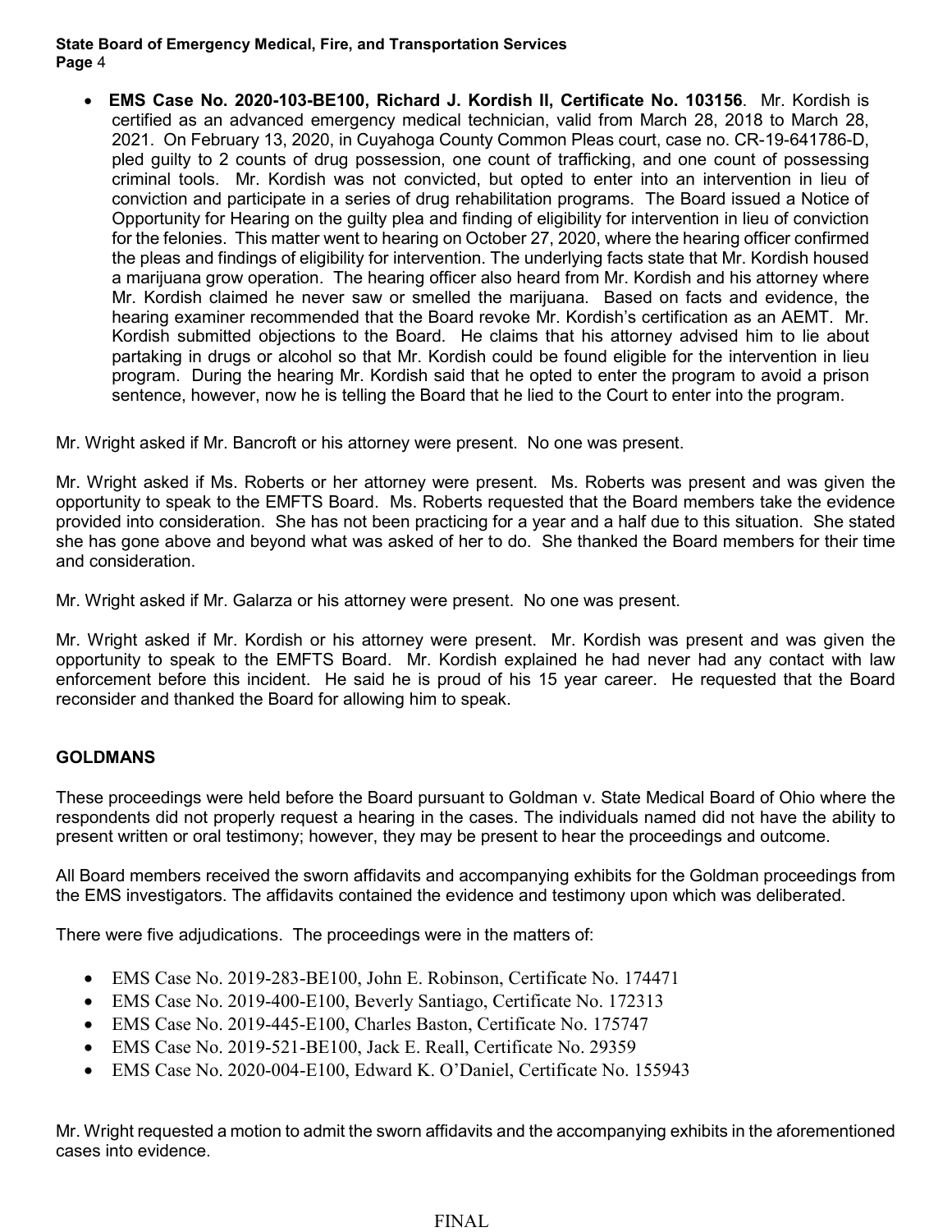- **EMS Case No. 2020-103-BE100, Richard J. Kordish II, Certificate No. 103156**. Mr. Kordish is certified as an advanced emergency medical technician, valid from March 28, 2018 to March 28, 2021. On February 13, 2020, in Cuyahoga County Common Pleas court, case no. CR-19-641786-D, pled guilty to 2 counts of drug possession, one count of trafficking, and one count of possessing criminal tools. Mr. Kordish was not convicted, but opted to enter into an intervention in lieu of conviction and participate in a series of drug rehabilitation programs. The Board issued a Notice of Opportunity for Hearing on the guilty plea and finding of eligibility for intervention in lieu of conviction for the felonies. This matter went to hearing on October 27, 2020, where the hearing officer confirmed the pleas and findings of eligibility for intervention. The underlying facts state that Mr. Kordish housed a marijuana grow operation. The hearing officer also heard from Mr. Kordish and his attorney where Mr. Kordish claimed he never saw or smelled the marijuana. Based on facts and evidence, the hearing examiner recommended that the Board revoke Mr. Kordish's certification as an AEMT. Mr. Kordish submitted objections to the Board. He claims that his attorney advised him to lie about partaking in drugs or alcohol so that Mr. Kordish could be found eligible for the intervention in lieu program. During the hearing Mr. Kordish said that he opted to enter the program to avoid a prison sentence, however, now he is telling the Board that he lied to the Court to enter into the program.

Mr. Wright asked if Mr. Bancroft or his attorney were present. No one was present.

Mr. Wright asked if Ms. Roberts or her attorney were present. Ms. Roberts was present and was given the opportunity to speak to the EMFTS Board. Ms. Roberts requested that the Board members take the evidence provided into consideration. She has not been practicing for a year and a half due to this situation. She stated she has gone above and beyond what was asked of her to do. She thanked the Board members for their time and consideration.

Mr. Wright asked if Mr. Galarza or his attorney were present. No one was present.

Mr. Wright asked if Mr. Kordish or his attorney were present. Mr. Kordish was present and was given the opportunity to speak to the EMFTS Board. Mr. Kordish explained he had never had any contact with law enforcement before this incident. He said he is proud of his 15 year career. He requested that the Board reconsider and thanked the Board for allowing him to speak.

## GOLDMANS

These proceedings were held before the Board pursuant to Goldman v. State Medical Board of Ohio where the respondents did not properly request a hearing in the cases. The individuals named did not have the ability to present written or oral testimony; however, they may be present to hear the proceedings and outcome.

All Board members received the sworn affidavits and accompanying exhibits for the Goldman proceedings from the EMS investigators. The affidavits contained the evidence and testimony upon which was deliberated.

There were five adjudications. The proceedings were in the matters of:

- EMS Case No. 2019-283-BE100, John E. Robinson, Certificate No. 174471
- EMS Case No. 2019-400-E100, Beverly Santiago, Certificate No. 172313
- EMS Case No. 2019-445-E100, Charles Baston, Certificate No. 175747
- EMS Case No. 2019-521-BE100, Jack E. Reall, Certificate No. 29359
- EMS Case No. 2020-004-E100, Edward K. O'Daniel, Certificate No. 155943

Mr. Wright requested a motion to admit the sworn affidavits and the accompanying exhibits in the aforementioned cases into evidence.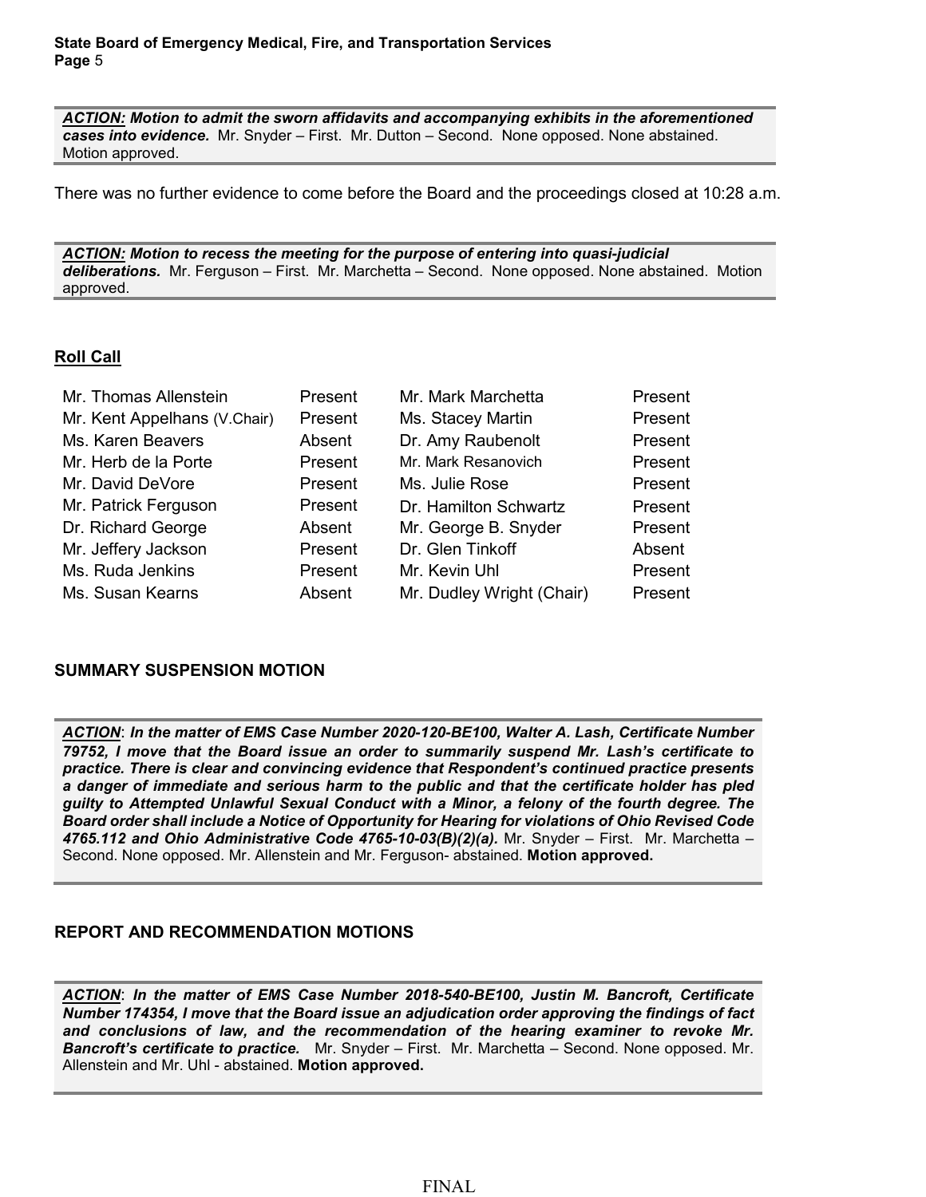***ACTION:*** ***Motion to admit the sworn affidavits and accompanying exhibits in the aforementioned cases into evidence.*** Mr. Snyder – First. Mr. Dutton – Second. None opposed. None abstained. Motion approved.

There was no further evidence to come before the Board and the proceedings closed at 10:28 a.m.

***ACTION:*** ***Motion to recess the meeting for the purpose of entering into quasi-judicial deliberations.*** Mr. Ferguson – First. Mr. Marchetta – Second. None opposed. None abstained. Motion approved.

## Roll Call

| | | | |
|---|---|---|---|
| Mr. Thomas Allenstein | Present | Mr. Mark Marchetta | Present |
| Mr. Kent Appelhans (V.Chair) | Present | Ms. Stacey Martin | Present |
| Ms. Karen Beavers | Absent | Dr. Amy Raubenolt | Present |
| Mr. Herb de la Porte | Present | Mr. Mark Resanovich | Present |
| Mr. David DeVore | Present | Ms. Julie Rose | Present |
| Mr. Patrick Ferguson | Present | Dr. Hamilton Schwartz | Present |
| Dr. Richard George | Absent | Mr. George B. Snyder | Present |
| Mr. Jeffery Jackson | Present | Dr. Glen Tinkoff | Absent |
| Ms. Ruda Jenkins | Present | Mr. Kevin Uhl | Present |
| Ms. Susan Kearns | Absent | Mr. Dudley Wright (Chair) | Present |

## SUMMARY SUSPENSION MOTION

***ACTION***: ***In the matter of EMS Case Number 2020-120-BE100, Walter A. Lash, Certificate Number 79752, I move that the Board issue an order to summarily suspend Mr. Lash's certificate to practice. There is clear and convincing evidence that Respondent's continued practice presents a danger of immediate and serious harm to the public and that the certificate holder has pled guilty to Attempted Unlawful Sexual Conduct with a Minor, a felony of the fourth degree. The Board order shall include a Notice of Opportunity for Hearing for violations of Ohio Revised Code 4765.112 and Ohio Administrative Code 4765-10-03(B)(2)(a).*** Mr. Snyder – First. Mr. Marchetta – Second. None opposed. Mr. Allenstein and Mr. Ferguson- abstained. **Motion approved.**

## REPORT AND RECOMMENDATION MOTIONS

***ACTION***: ***In the matter of EMS Case Number 2018-540-BE100, Justin M. Bancroft, Certificate Number 174354, I move that the Board issue an adjudication order approving the findings of fact and conclusions of law, and the recommendation of the hearing examiner to revoke Mr. Bancroft's certificate to practice.*** Mr. Snyder – First. Mr. Marchetta – Second. None opposed. Mr. Allenstein and Mr. Uhl - abstained. **Motion approved.**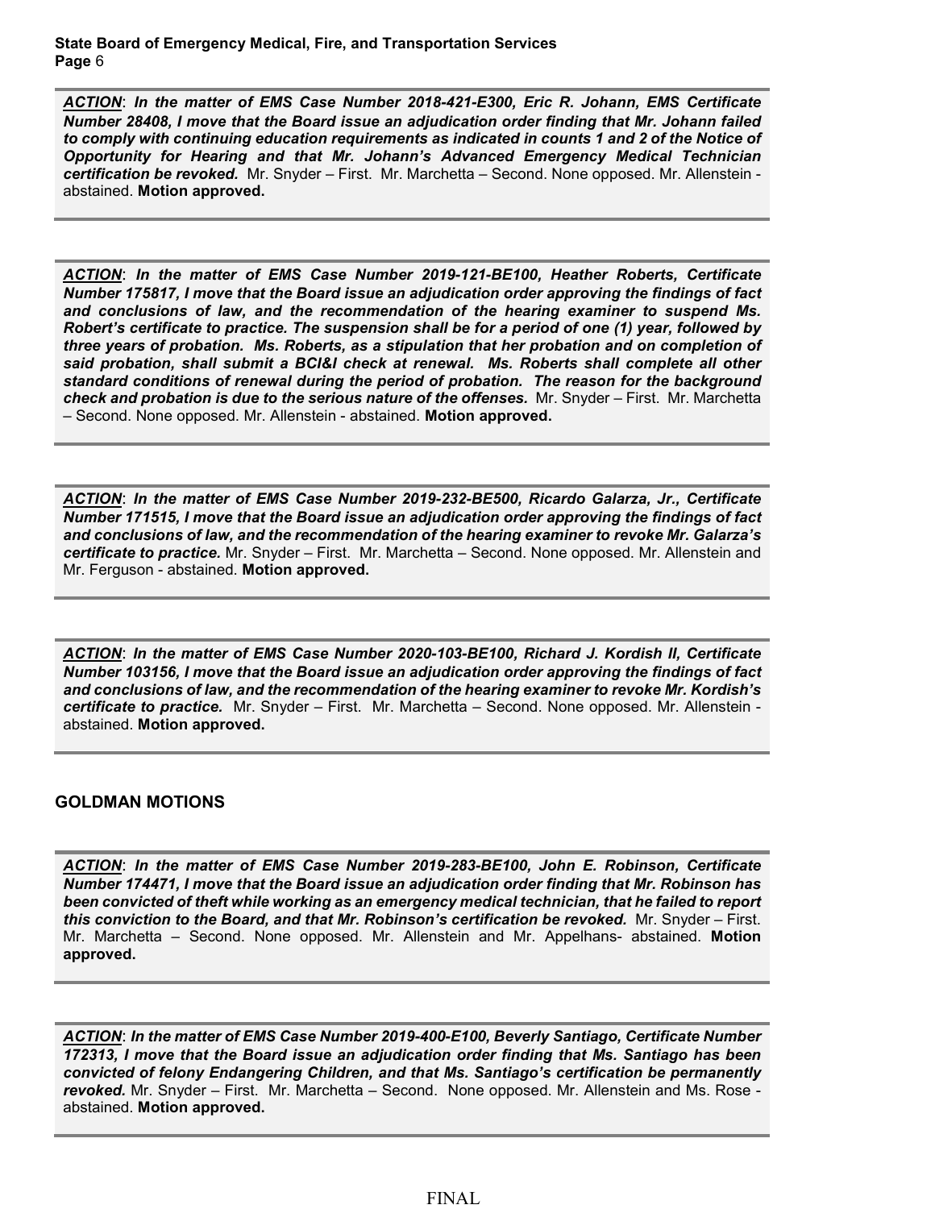***ACTION*: In the matter of EMS Case Number 2018-421-E300, Eric R. Johann, EMS Certificate Number 28408, I move that the Board issue an adjudication order finding that Mr. Johann failed to comply with continuing education requirements as indicated in counts 1 and 2 of the Notice of Opportunity for Hearing and that Mr. Johann's Advanced Emergency Medical Technician certification be revoked.** Mr. Snyder – First. Mr. Marchetta – Second. None opposed. Mr. Allenstein - abstained. **Motion approved.**

***ACTION*: In the matter of EMS Case Number 2019-121-BE100, Heather Roberts, Certificate Number 175817, I move that the Board issue an adjudication order approving the findings of fact and conclusions of law, and the recommendation of the hearing examiner to suspend Ms. Robert's certificate to practice. The suspension shall be for a period of one (1) year, followed by three years of probation. Ms. Roberts, as a stipulation that her probation and on completion of said probation, shall submit a BCI&I check at renewal. Ms. Roberts shall complete all other standard conditions of renewal during the period of probation. The reason for the background check and probation is due to the serious nature of the offenses.** Mr. Snyder – First. Mr. Marchetta – Second. None opposed. Mr. Allenstein - abstained. **Motion approved.**

***ACTION*: In the matter of EMS Case Number 2019-232-BE500, Ricardo Galarza, Jr., Certificate Number 171515, I move that the Board issue an adjudication order approving the findings of fact and conclusions of law, and the recommendation of the hearing examiner to revoke Mr. Galarza's certificate to practice.** Mr. Snyder – First. Mr. Marchetta – Second. None opposed. Mr. Allenstein and Mr. Ferguson - abstained. **Motion approved.**

***ACTION*: In the matter of EMS Case Number 2020-103-BE100, Richard J. Kordish II, Certificate Number 103156, I move that the Board issue an adjudication order approving the findings of fact and conclusions of law, and the recommendation of the hearing examiner to revoke Mr. Kordish's certificate to practice.** Mr. Snyder – First. Mr. Marchetta – Second. None opposed. Mr. Allenstein - abstained. **Motion approved.**

## GOLDMAN MOTIONS

***ACTION*: In the matter of EMS Case Number 2019-283-BE100, John E. Robinson, Certificate Number 174471, I move that the Board issue an adjudication order finding that Mr. Robinson has been convicted of theft while working as an emergency medical technician, that he failed to report this conviction to the Board, and that Mr. Robinson's certification be revoked.** Mr. Snyder – First. Mr. Marchetta – Second. None opposed. Mr. Allenstein and Mr. Appelhans- abstained. **Motion approved.**

***ACTION*: In the matter of EMS Case Number 2019-400-E100, Beverly Santiago, Certificate Number 172313, I move that the Board issue an adjudication order finding that Ms. Santiago has been convicted of felony Endangering Children, and that Ms. Santiago's certification be permanently revoked.** Mr. Snyder – First. Mr. Marchetta – Second. None opposed. Mr. Allenstein and Ms. Rose - abstained. **Motion approved.**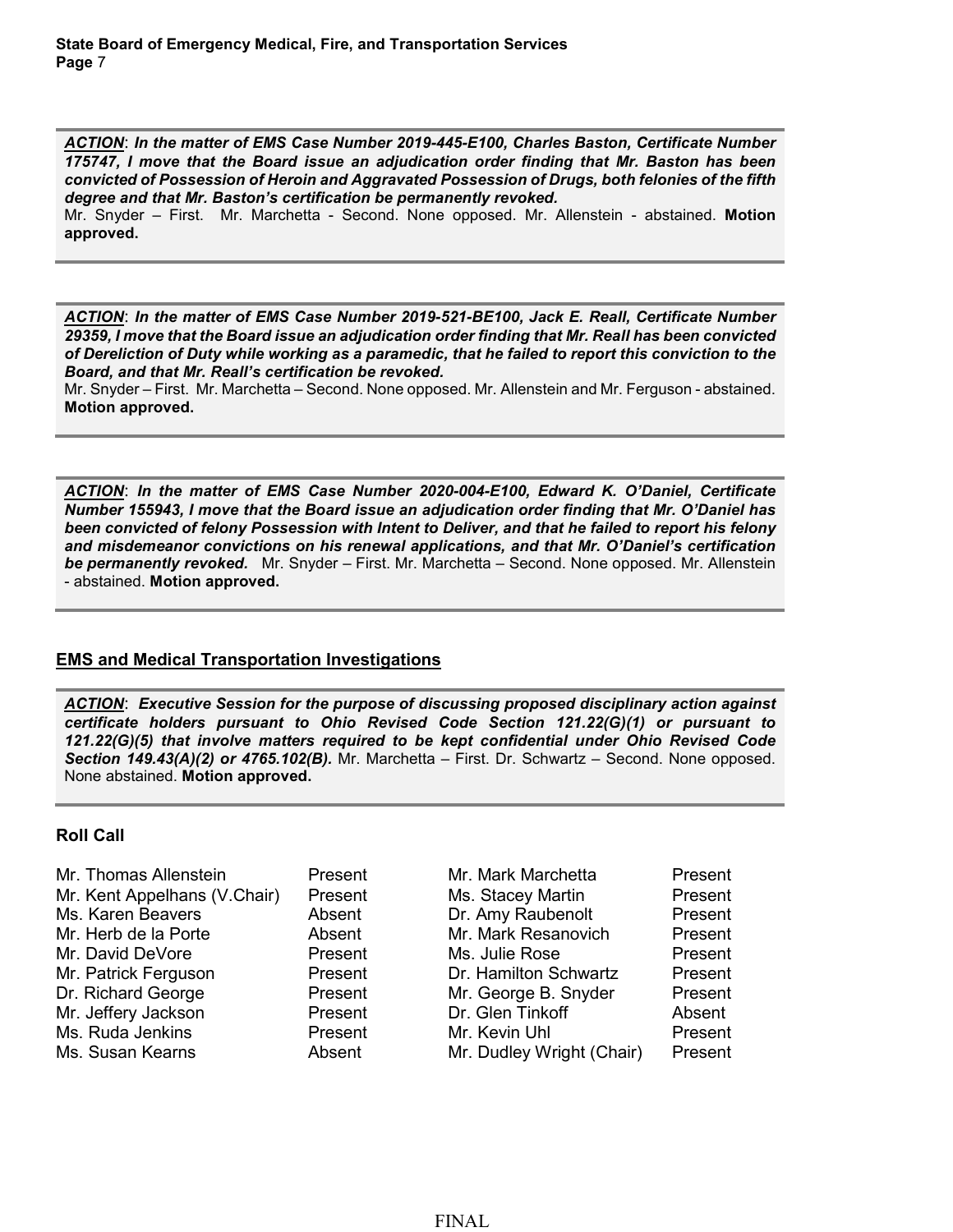***ACTION***: ***In the matter of EMS Case Number 2019-445-E100, Charles Baston, Certificate Number 175747, I move that the Board issue an adjudication order finding that Mr. Baston has been convicted of Possession of Heroin and Aggravated Possession of Drugs, both felonies of the fifth degree and that Mr. Baston's certification be permanently revoked.***
Mr. Snyder – First. Mr. Marchetta - Second. None opposed. Mr. Allenstein - abstained. **Motion approved.**

***ACTION***: ***In the matter of EMS Case Number 2019-521-BE100, Jack E. Reall, Certificate Number 29359, I move that the Board issue an adjudication order finding that Mr. Reall has been convicted of Dereliction of Duty while working as a paramedic, that he failed to report this conviction to the Board, and that Mr. Reall's certification be revoked.***
Mr. Snyder – First. Mr. Marchetta – Second. None opposed. Mr. Allenstein and Mr. Ferguson - abstained. **Motion approved.**

***ACTION***: ***In the matter of EMS Case Number 2020-004-E100, Edward K. O'Daniel, Certificate Number 155943, I move that the Board issue an adjudication order finding that Mr. O'Daniel has been convicted of felony Possession with Intent to Deliver, and that he failed to report his felony and misdemeanor convictions on his renewal applications, and that Mr. O'Daniel's certification be permanently revoked.*** Mr. Snyder – First. Mr. Marchetta – Second. None opposed. Mr. Allenstein - abstained. **Motion approved.**

## EMS and Medical Transportation Investigations

***ACTION***: ***Executive Session for the purpose of discussing proposed disciplinary action against certificate holders pursuant to Ohio Revised Code Section 121.22(G)(1) or pursuant to 121.22(G)(5) that involve matters required to be kept confidential under Ohio Revised Code Section 149.43(A)(2) or 4765.102(B).*** Mr. Marchetta – First. Dr. Schwartz – Second. None opposed. None abstained. **Motion approved.**

### Roll Call

| | | | |
|---|---|---|---|
| Mr. Thomas Allenstein | Present | Mr. Mark Marchetta | Present |
| Mr. Kent Appelhans (V.Chair) | Present | Ms. Stacey Martin | Present |
| Ms. Karen Beavers | Absent | Dr. Amy Raubenolt | Present |
| Mr. Herb de la Porte | Absent | Mr. Mark Resanovich | Present |
| Mr. David DeVore | Present | Ms. Julie Rose | Present |
| Mr. Patrick Ferguson | Present | Dr. Hamilton Schwartz | Present |
| Dr. Richard George | Present | Mr. George B. Snyder | Present |
| Mr. Jeffery Jackson | Present | Dr. Glen Tinkoff | Absent |
| Ms. Ruda Jenkins | Present | Mr. Kevin Uhl | Present |
| Ms. Susan Kearns | Absent | Mr. Dudley Wright (Chair) | Present |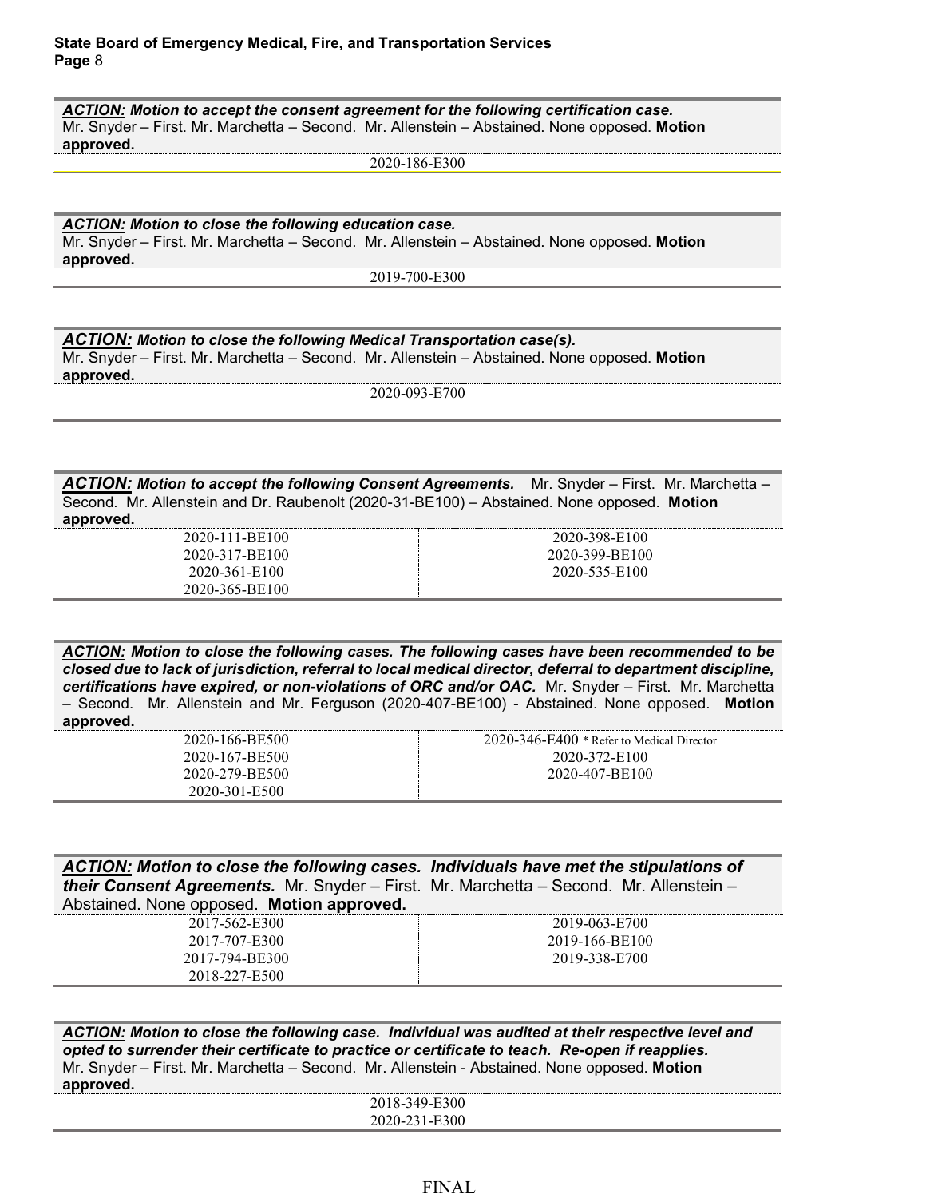**ACTION:** ***Motion to accept the consent agreement for the following certification case.***
Mr. Snyder – First. Mr. Marchetta – Second. Mr. Allenstein – Abstained. None opposed. **Motion approved.**

2020-186-E300

**ACTION:** ***Motion to close the following education case.***
Mr. Snyder – First. Mr. Marchetta – Second. Mr. Allenstein – Abstained. None opposed. **Motion approved.**

2019-700-E300

**ACTION:** ***Motion to close the following Medical Transportation case(s).***
Mr. Snyder – First. Mr. Marchetta – Second. Mr. Allenstein – Abstained. None opposed. **Motion approved.**

2020-093-E700

**ACTION:** ***Motion to accept the following Consent Agreements.*** Mr. Snyder – First. Mr. Marchetta – Second. Mr. Allenstein and Dr. Raubenolt (2020-31-BE100) – Abstained. None opposed. **Motion approved.**

| | |
|---|---|
| 2020-111-BE100 | 2020-398-E100 |
| 2020-317-BE100 | 2020-399-BE100 |
| 2020-361-E100 | 2020-535-E100 |
| 2020-365-BE100 | |

***ACTION:* Motion to close the following cases. The following cases have been recommended to be closed due to lack of jurisdiction, referral to local medical director, deferral to department discipline, certifications have expired, or non-violations of ORC and/or OAC.** Mr. Snyder – First. Mr. Marchetta – Second. Mr. Allenstein and Mr. Ferguson (2020-407-BE100) - Abstained. None opposed. **Motion approved.**

| | |
|---|---|
| 2020-166-BE500 | 2020-346-E400 * Refer to Medical Director |
| 2020-167-BE500 | 2020-372-E100 |
| 2020-279-BE500 | 2020-407-BE100 |
| 2020-301-E500 | |

***ACTION:* Motion to close the following cases. Individuals have met the stipulations of their Consent Agreements.** Mr. Snyder – First. Mr. Marchetta – Second. Mr. Allenstein – Abstained. None opposed. **Motion approved.**

| | |
|---|---|
| 2017-562-E300 | 2019-063-E700 |
| 2017-707-E300 | 2019-166-BE100 |
| 2017-794-BE300 | 2019-338-E700 |
| 2018-227-E500 | |

***ACTION:* Motion to close the following case. Individual was audited at their respective level and opted to surrender their certificate to practice or certificate to teach. Re-open if reapplies.**
Mr. Snyder – First. Mr. Marchetta – Second. Mr. Allenstein - Abstained. None opposed. **Motion approved.**

2018-349-E300
2020-231-E300

FINAL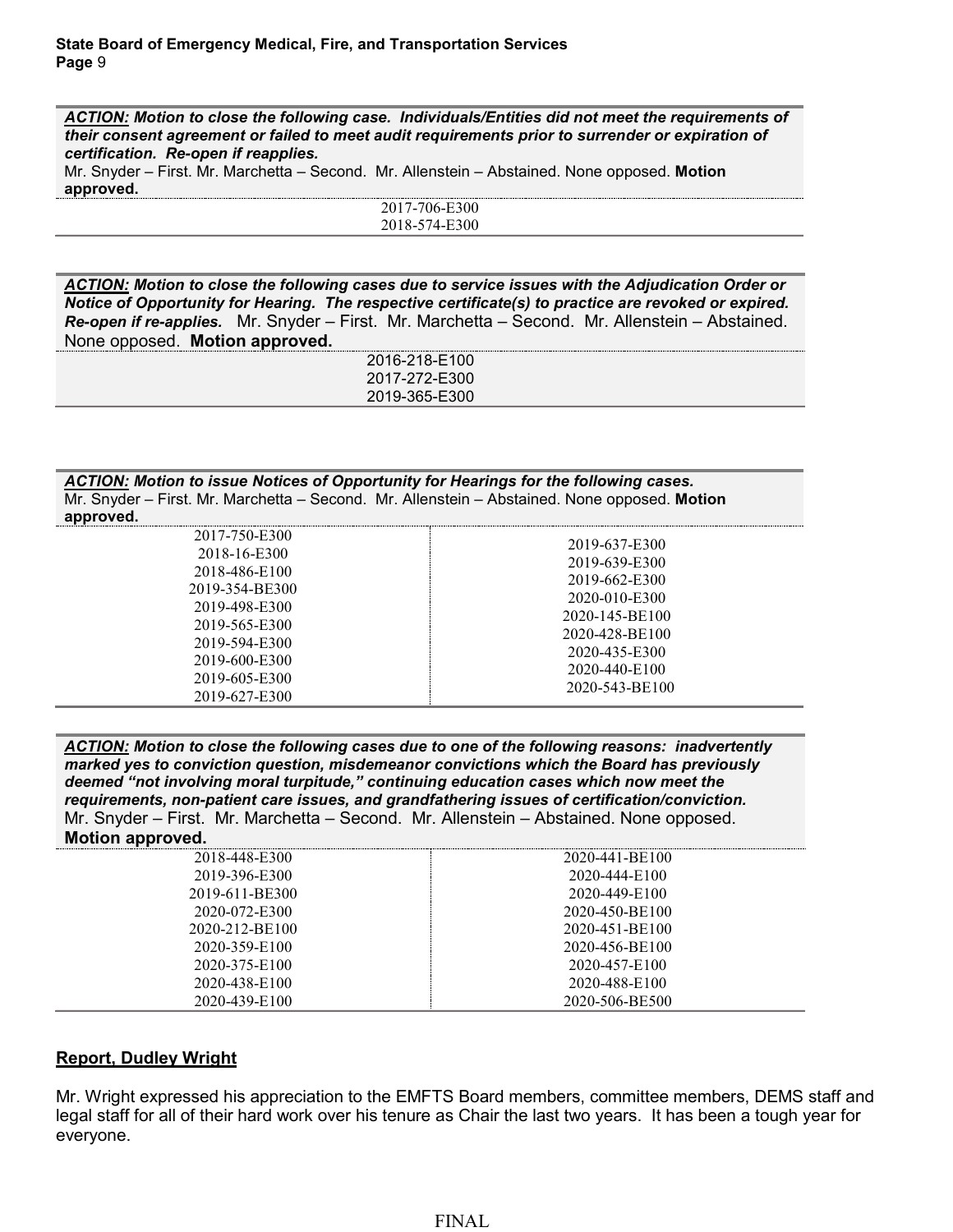***ACTION:* Motion to close the following case. Individuals/Entities did not meet the requirements of their consent agreement or failed to meet audit requirements prior to surrender or expiration of certification. Re-open if reapplies.**
Mr. Snyder – First. Mr. Marchetta – Second. Mr. Allenstein – Abstained. None opposed. **Motion approved.**

2017-706-E300
2018-574-E300

***ACTION:* Motion to close the following cases due to service issues with the Adjudication Order or Notice of Opportunity for Hearing. The respective certificate(s) to practice are revoked or expired. Re-open if re-applies.** Mr. Snyder – First. Mr. Marchetta – Second. Mr. Allenstein – Abstained. None opposed. **Motion approved.**

2016-218-E100
2017-272-E300
2019-365-E300

***ACTION:* Motion to issue Notices of Opportunity for Hearings for the following cases.**
Mr. Snyder – First. Mr. Marchetta – Second. Mr. Allenstein – Abstained. None opposed. **Motion approved.**

| | |
|---|---|
| 2017-750-E300 | 2019-637-E300 |
| 2018-16-E300 | 2019-639-E300 |
| 2018-486-E100 | 2019-662-E300 |
| 2019-354-BE300 | 2020-010-E300 |
| 2019-498-E300 | 2020-145-BE100 |
| 2019-565-E300 | 2020-428-BE100 |
| 2019-594-E300 | 2020-435-E300 |
| 2019-600-E300 | 2020-440-E100 |
| 2019-605-E300 | 2020-543-BE100 |
| 2019-627-E300 | |

***ACTION:* Motion to close the following cases due to one of the following reasons: inadvertently marked yes to conviction question, misdemeanor convictions which the Board has previously deemed "not involving moral turpitude," continuing education cases which now meet the requirements, non-patient care issues, and grandfathering issues of certification/conviction.**
Mr. Snyder – First. Mr. Marchetta – Second. Mr. Allenstein – Abstained. None opposed. **Motion approved.**

| | |
|---|---|
| 2018-448-E300 | 2020-441-BE100 |
| 2019-396-E300 | 2020-444-E100 |
| 2019-611-BE300 | 2020-449-E100 |
| 2020-072-E300 | 2020-450-BE100 |
| 2020-212-BE100 | 2020-451-BE100 |
| 2020-359-E100 | 2020-456-BE100 |
| 2020-375-E100 | 2020-457-E100 |
| 2020-438-E100 | 2020-488-E100 |
| 2020-439-E100 | 2020-506-BE500 |

## Report, Dudley Wright

Mr. Wright expressed his appreciation to the EMFTS Board members, committee members, DEMS staff and legal staff for all of their hard work over his tenure as Chair the last two years. It has been a tough year for everyone.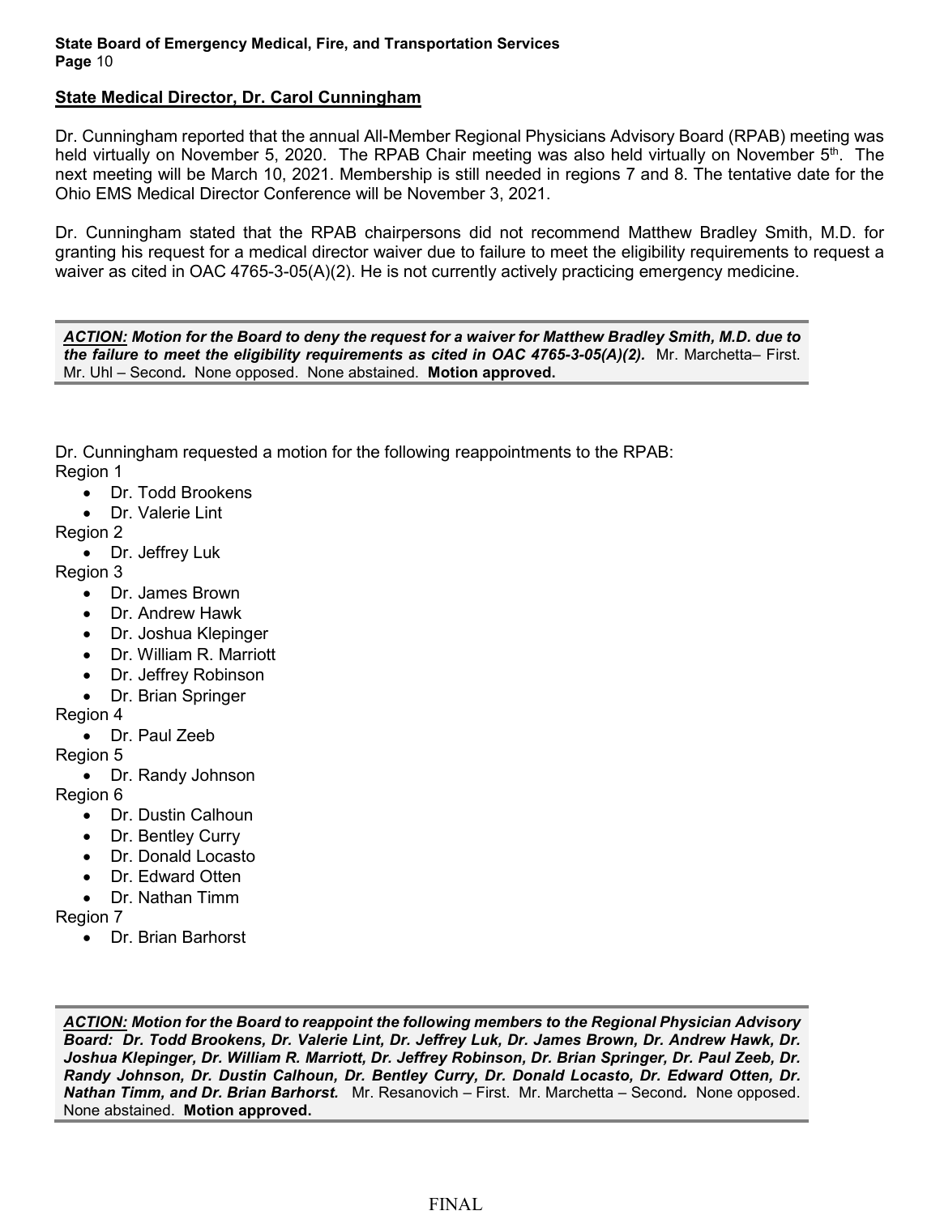## State Medical Director, Dr. Carol Cunningham

Dr. Cunningham reported that the annual All-Member Regional Physicians Advisory Board (RPAB) meeting was held virtually on November 5, 2020. The RPAB Chair meeting was also held virtually on November 5th. The next meeting will be March 10, 2021. Membership is still needed in regions 7 and 8. The tentative date for the Ohio EMS Medical Director Conference will be November 3, 2021.

Dr. Cunningham stated that the RPAB chairpersons did not recommend Matthew Bradley Smith, M.D. for granting his request for a medical director waiver due to failure to meet the eligibility requirements to request a waiver as cited in OAC 4765-3-05(A)(2). He is not currently actively practicing emergency medicine.

> ***ACTION:*** ***Motion for the Board to deny the request for a waiver for Matthew Bradley Smith, M.D. due to the failure to meet the eligibility requirements as cited in OAC 4765-3-05(A)(2).*** Mr. Marchetta– First. Mr. Uhl – Second. None opposed. None abstained. **Motion approved.**

Dr. Cunningham requested a motion for the following reappointments to the RPAB:

Region 1
- Dr. Todd Brookens
- Dr. Valerie Lint

Region 2
- Dr. Jeffrey Luk

Region 3
- Dr. James Brown
- Dr. Andrew Hawk
- Dr. Joshua Klepinger
- Dr. William R. Marriott
- Dr. Jeffrey Robinson
- Dr. Brian Springer

Region 4
- Dr. Paul Zeeb

Region 5
- Dr. Randy Johnson

Region 6
- Dr. Dustin Calhoun
- Dr. Bentley Curry
- Dr. Donald Locasto
- Dr. Edward Otten
- Dr. Nathan Timm

Region 7
- Dr. Brian Barhorst

> ***ACTION:*** ***Motion for the Board to reappoint the following members to the Regional Physician Advisory Board: Dr. Todd Brookens, Dr. Valerie Lint, Dr. Jeffrey Luk, Dr. James Brown, Dr. Andrew Hawk, Dr. Joshua Klepinger, Dr. William R. Marriott, Dr. Jeffrey Robinson, Dr. Brian Springer, Dr. Paul Zeeb, Dr. Randy Johnson, Dr. Dustin Calhoun, Dr. Bentley Curry, Dr. Donald Locasto, Dr. Edward Otten, Dr. Nathan Timm, and Dr. Brian Barhorst.*** Mr. Resanovich – First. Mr. Marchetta – Second. None opposed. None abstained. **Motion approved.**

FINAL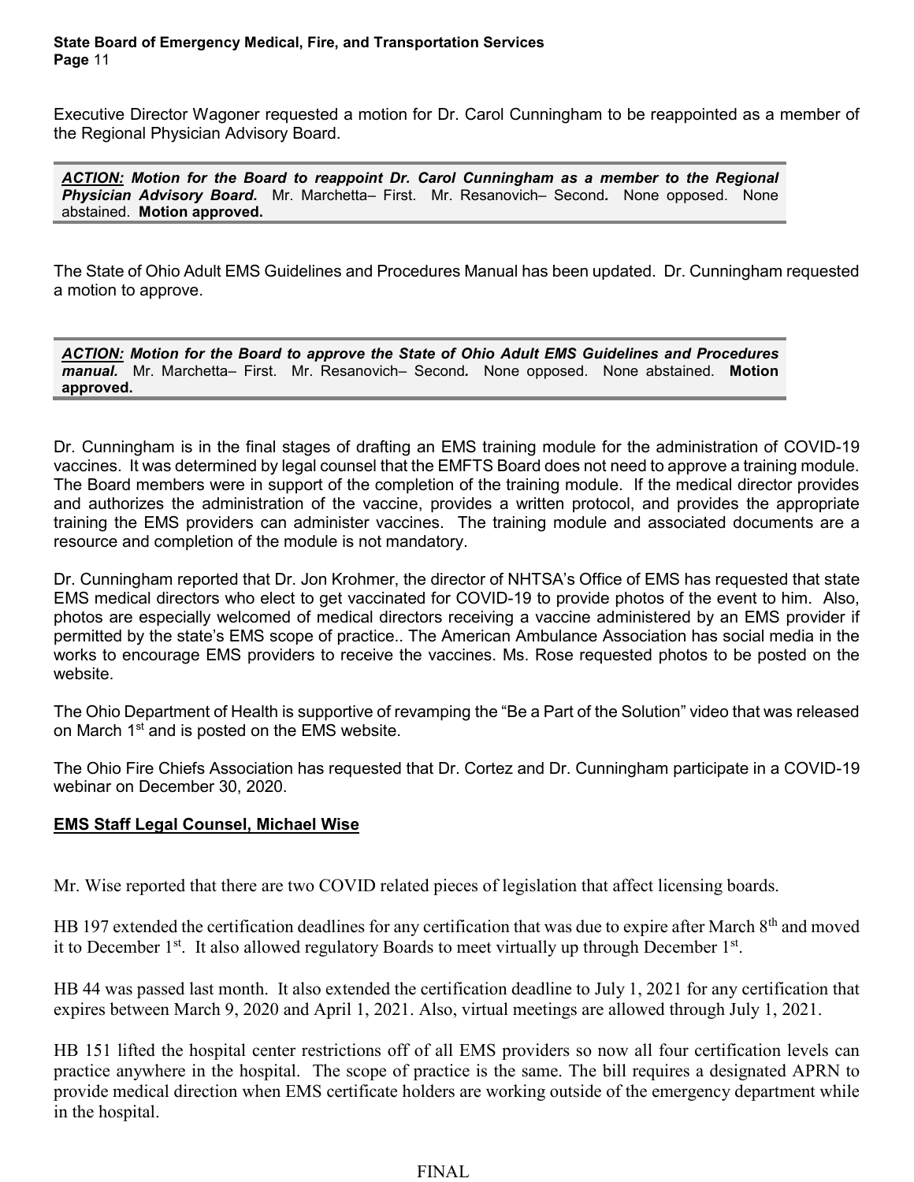Executive Director Wagoner requested a motion for Dr. Carol Cunningham to be reappointed as a member of the Regional Physician Advisory Board.

***ACTION:*** ***Motion for the Board to reappoint Dr. Carol Cunningham as a member to the Regional Physician Advisory Board.*** Mr. Marchetta– First. Mr. Resanovich– Second. None opposed. None abstained. **Motion approved.**

The State of Ohio Adult EMS Guidelines and Procedures Manual has been updated. Dr. Cunningham requested a motion to approve.

***ACTION:*** ***Motion for the Board to approve the State of Ohio Adult EMS Guidelines and Procedures manual.*** Mr. Marchetta– First. Mr. Resanovich– Second. None opposed. None abstained. **Motion approved.**

Dr. Cunningham is in the final stages of drafting an EMS training module for the administration of COVID-19 vaccines. It was determined by legal counsel that the EMFTS Board does not need to approve a training module. The Board members were in support of the completion of the training module. If the medical director provides and authorizes the administration of the vaccine, provides a written protocol, and provides the appropriate training the EMS providers can administer vaccines. The training module and associated documents are a resource and completion of the module is not mandatory.

Dr. Cunningham reported that Dr. Jon Krohmer, the director of NHTSA's Office of EMS has requested that state EMS medical directors who elect to get vaccinated for COVID-19 to provide photos of the event to him. Also, photos are especially welcomed of medical directors receiving a vaccine administered by an EMS provider if permitted by the state's EMS scope of practice.. The American Ambulance Association has social media in the works to encourage EMS providers to receive the vaccines. Ms. Rose requested photos to be posted on the website.

The Ohio Department of Health is supportive of revamping the "Be a Part of the Solution" video that was released on March 1st and is posted on the EMS website.

The Ohio Fire Chiefs Association has requested that Dr. Cortez and Dr. Cunningham participate in a COVID-19 webinar on December 30, 2020.

**EMS Staff Legal Counsel, Michael Wise**

Mr. Wise reported that there are two COVID related pieces of legislation that affect licensing boards.

HB 197 extended the certification deadlines for any certification that was due to expire after March 8th and moved it to December 1st. It also allowed regulatory Boards to meet virtually up through December 1st.

HB 44 was passed last month. It also extended the certification deadline to July 1, 2021 for any certification that expires between March 9, 2020 and April 1, 2021. Also, virtual meetings are allowed through July 1, 2021.

HB 151 lifted the hospital center restrictions off of all EMS providers so now all four certification levels can practice anywhere in the hospital. The scope of practice is the same. The bill requires a designated APRN to provide medical direction when EMS certificate holders are working outside of the emergency department while in the hospital.

FINAL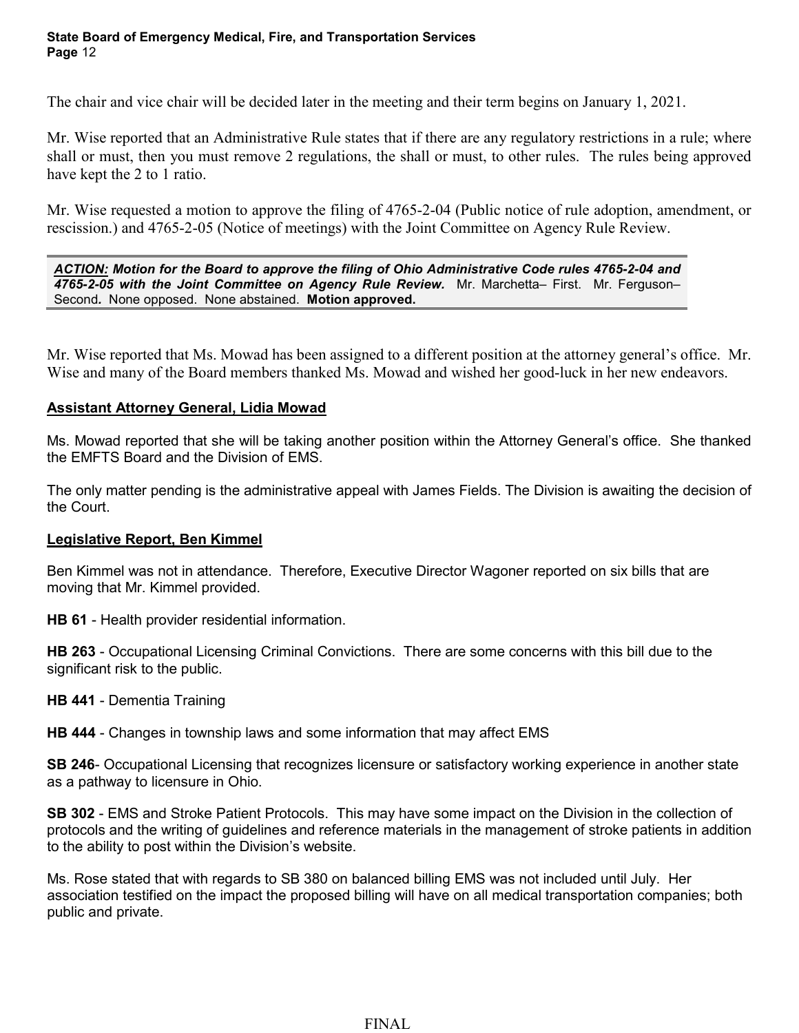The chair and vice chair will be decided later in the meeting and their term begins on January 1, 2021.

Mr. Wise reported that an Administrative Rule states that if there are any regulatory restrictions in a rule; where shall or must, then you must remove 2 regulations, the shall or must, to other rules. The rules being approved have kept the 2 to 1 ratio.

Mr. Wise requested a motion to approve the filing of 4765-2-04 (Public notice of rule adoption, amendment, or rescission.) and 4765-2-05 (Notice of meetings) with the Joint Committee on Agency Rule Review.

***ACTION:* Motion for the Board to approve the filing of Ohio Administrative Code rules 4765-2-04 and 4765-2-05 with the Joint Committee on Agency Rule Review.** Mr. Marchetta– First. Mr. Ferguson– Second**.** None opposed. None abstained. **Motion approved.**

Mr. Wise reported that Ms. Mowad has been assigned to a different position at the attorney general's office. Mr. Wise and many of the Board members thanked Ms. Mowad and wished her good-luck in her new endeavors.

**Assistant Attorney General, Lidia Mowad**

Ms. Mowad reported that she will be taking another position within the Attorney General's office. She thanked the EMFTS Board and the Division of EMS.

The only matter pending is the administrative appeal with James Fields. The Division is awaiting the decision of the Court.

**Legislative Report, Ben Kimmel**

Ben Kimmel was not in attendance. Therefore, Executive Director Wagoner reported on six bills that are moving that Mr. Kimmel provided.

**HB 61** - Health provider residential information.

**HB 263** - Occupational Licensing Criminal Convictions. There are some concerns with this bill due to the significant risk to the public.

**HB 441** - Dementia Training

**HB 444** - Changes in township laws and some information that may affect EMS

**SB 246**- Occupational Licensing that recognizes licensure or satisfactory working experience in another state as a pathway to licensure in Ohio.

**SB 302** - EMS and Stroke Patient Protocols. This may have some impact on the Division in the collection of protocols and the writing of guidelines and reference materials in the management of stroke patients in addition to the ability to post within the Division's website.

Ms. Rose stated that with regards to SB 380 on balanced billing EMS was not included until July. Her association testified on the impact the proposed billing will have on all medical transportation companies; both public and private.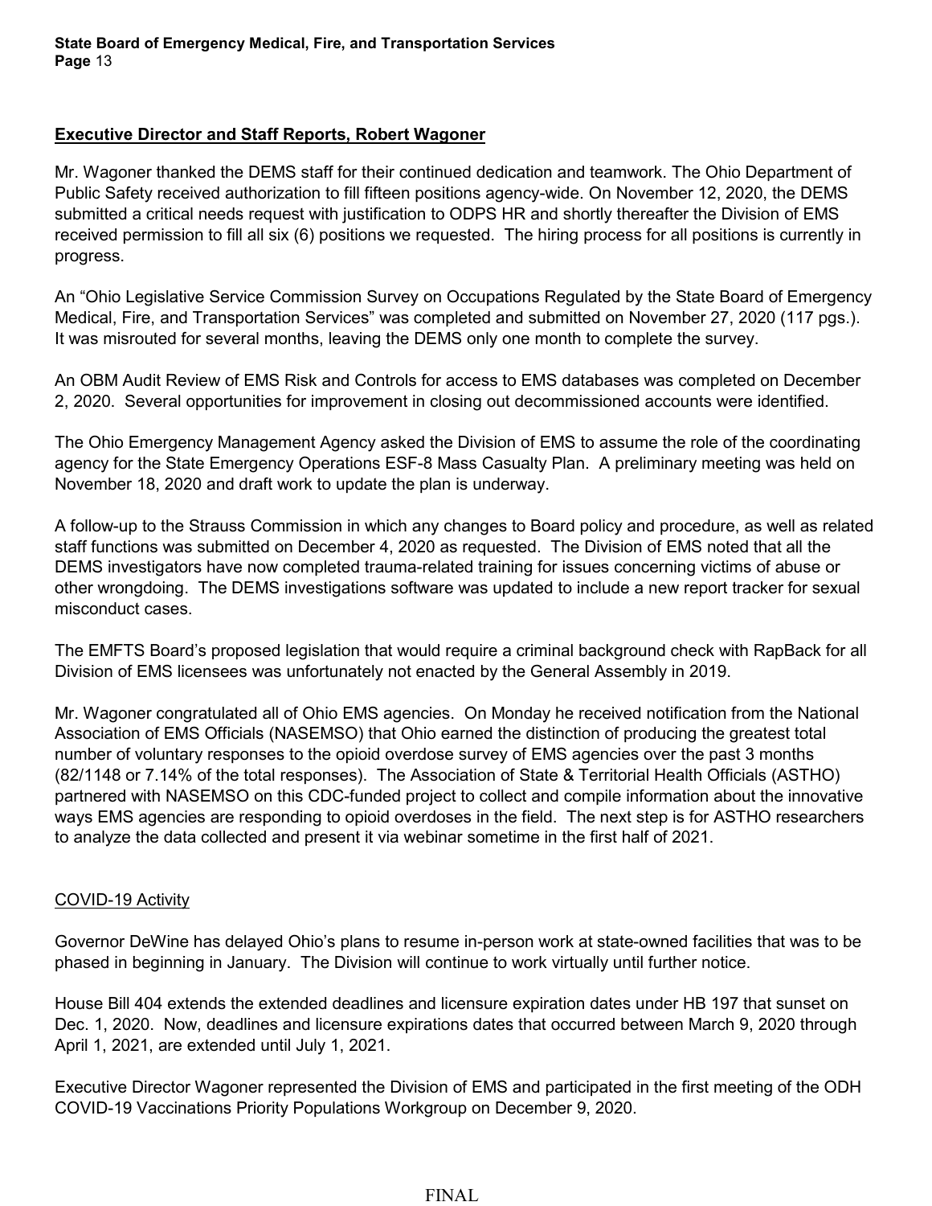## Executive Director and Staff Reports, Robert Wagoner

Mr. Wagoner thanked the DEMS staff for their continued dedication and teamwork. The Ohio Department of Public Safety received authorization to fill fifteen positions agency-wide. On November 12, 2020, the DEMS submitted a critical needs request with justification to ODPS HR and shortly thereafter the Division of EMS received permission to fill all six (6) positions we requested. The hiring process for all positions is currently in progress.

An "Ohio Legislative Service Commission Survey on Occupations Regulated by the State Board of Emergency Medical, Fire, and Transportation Services" was completed and submitted on November 27, 2020 (117 pgs.). It was misrouted for several months, leaving the DEMS only one month to complete the survey.

An OBM Audit Review of EMS Risk and Controls for access to EMS databases was completed on December 2, 2020. Several opportunities for improvement in closing out decommissioned accounts were identified.

The Ohio Emergency Management Agency asked the Division of EMS to assume the role of the coordinating agency for the State Emergency Operations ESF-8 Mass Casualty Plan. A preliminary meeting was held on November 18, 2020 and draft work to update the plan is underway.

A follow-up to the Strauss Commission in which any changes to Board policy and procedure, as well as related staff functions was submitted on December 4, 2020 as requested. The Division of EMS noted that all the DEMS investigators have now completed trauma-related training for issues concerning victims of abuse or other wrongdoing. The DEMS investigations software was updated to include a new report tracker for sexual misconduct cases.

The EMFTS Board's proposed legislation that would require a criminal background check with RapBack for all Division of EMS licensees was unfortunately not enacted by the General Assembly in 2019.

Mr. Wagoner congratulated all of Ohio EMS agencies. On Monday he received notification from the National Association of EMS Officials (NASEMSO) that Ohio earned the distinction of producing the greatest total number of voluntary responses to the opioid overdose survey of EMS agencies over the past 3 months (82/1148 or 7.14% of the total responses). The Association of State & Territorial Health Officials (ASTHO) partnered with NASEMSO on this CDC-funded project to collect and compile information about the innovative ways EMS agencies are responding to opioid overdoses in the field. The next step is for ASTHO researchers to analyze the data collected and present it via webinar sometime in the first half of 2021.

### COVID-19 Activity

Governor DeWine has delayed Ohio's plans to resume in-person work at state-owned facilities that was to be phased in beginning in January. The Division will continue to work virtually until further notice.

House Bill 404 extends the extended deadlines and licensure expiration dates under HB 197 that sunset on Dec. 1, 2020. Now, deadlines and licensure expirations dates that occurred between March 9, 2020 through April 1, 2021, are extended until July 1, 2021.

Executive Director Wagoner represented the Division of EMS and participated in the first meeting of the ODH COVID-19 Vaccinations Priority Populations Workgroup on December 9, 2020.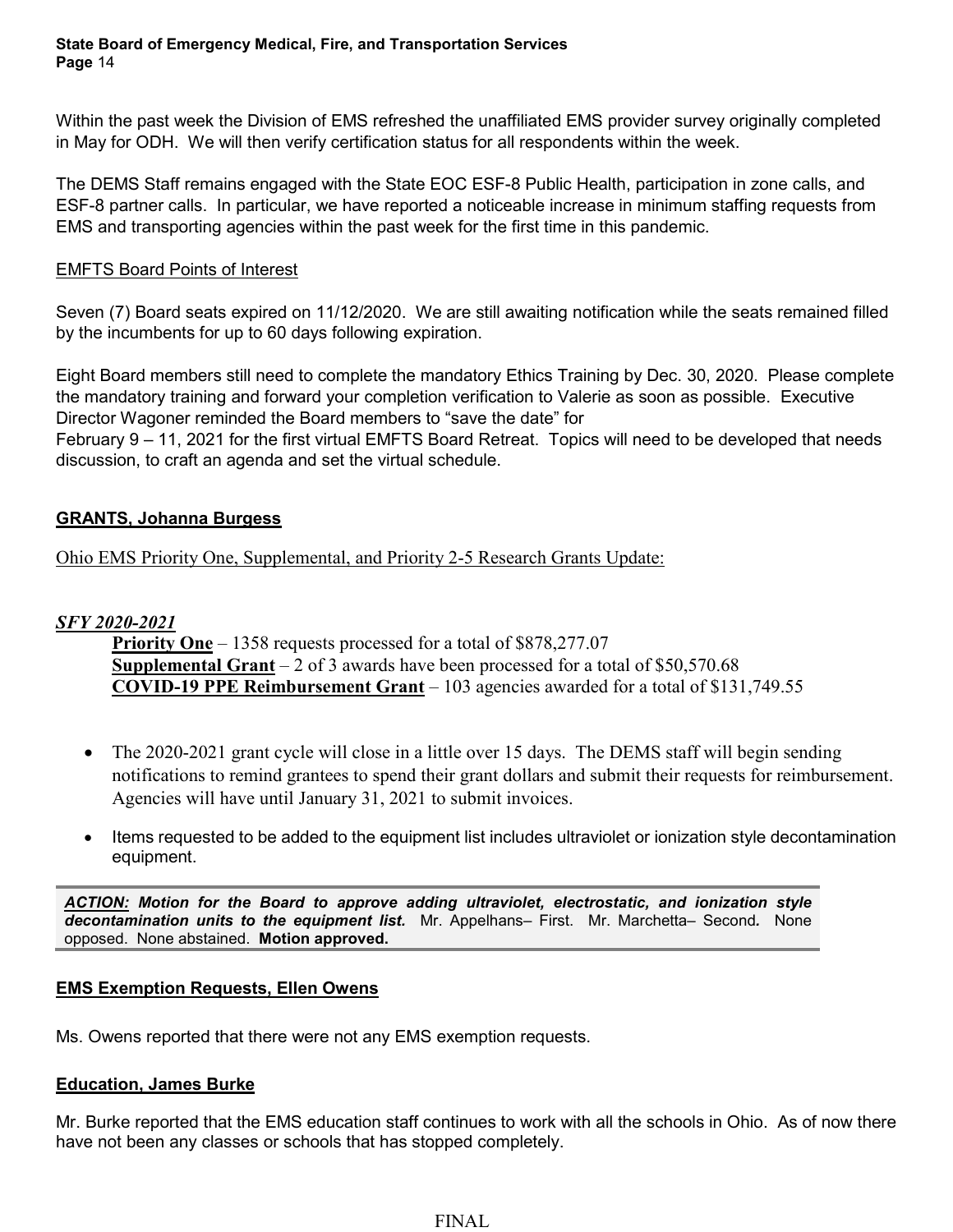Within the past week the Division of EMS refreshed the unaffiliated EMS provider survey originally completed in May for ODH. We will then verify certification status for all respondents within the week.

The DEMS Staff remains engaged with the State EOC ESF-8 Public Health, participation in zone calls, and ESF-8 partner calls. In particular, we have reported a noticeable increase in minimum staffing requests from EMS and transporting agencies within the past week for the first time in this pandemic.

EMFTS Board Points of Interest

Seven (7) Board seats expired on 11/12/2020. We are still awaiting notification while the seats remained filled by the incumbents for up to 60 days following expiration.

Eight Board members still need to complete the mandatory Ethics Training by Dec. 30, 2020. Please complete the mandatory training and forward your completion verification to Valerie as soon as possible. Executive Director Wagoner reminded the Board members to "save the date" for
February 9 – 11, 2021 for the first virtual EMFTS Board Retreat. Topics will need to be developed that needs discussion, to craft an agenda and set the virtual schedule.

**GRANTS, Johanna Burgess**

Ohio EMS Priority One, Supplemental, and Priority 2-5 Research Grants Update:

***SFY 2020-2021***

**Priority One** – 1358 requests processed for a total of $878,277.07
**Supplemental Grant** – 2 of 3 awards have been processed for a total of $50,570.68
**COVID-19 PPE Reimbursement Grant** – 103 agencies awarded for a total of $131,749.55

- The 2020-2021 grant cycle will close in a little over 15 days. The DEMS staff will begin sending notifications to remind grantees to spend their grant dollars and submit their requests for reimbursement. Agencies will have until January 31, 2021 to submit invoices.
- Items requested to be added to the equipment list includes ultraviolet or ionization style decontamination equipment.

***ACTION:* *Motion for the Board to approve adding ultraviolet, electrostatic, and ionization style decontamination units to the equipment list.*** Mr. Appelhans– First. Mr. Marchetta– Second**.** None opposed. None abstained. **Motion approved.**

**EMS Exemption Requests, Ellen Owens**

Ms. Owens reported that there were not any EMS exemption requests.

**Education, James Burke**

Mr. Burke reported that the EMS education staff continues to work with all the schools in Ohio. As of now there have not been any classes or schools that has stopped completely.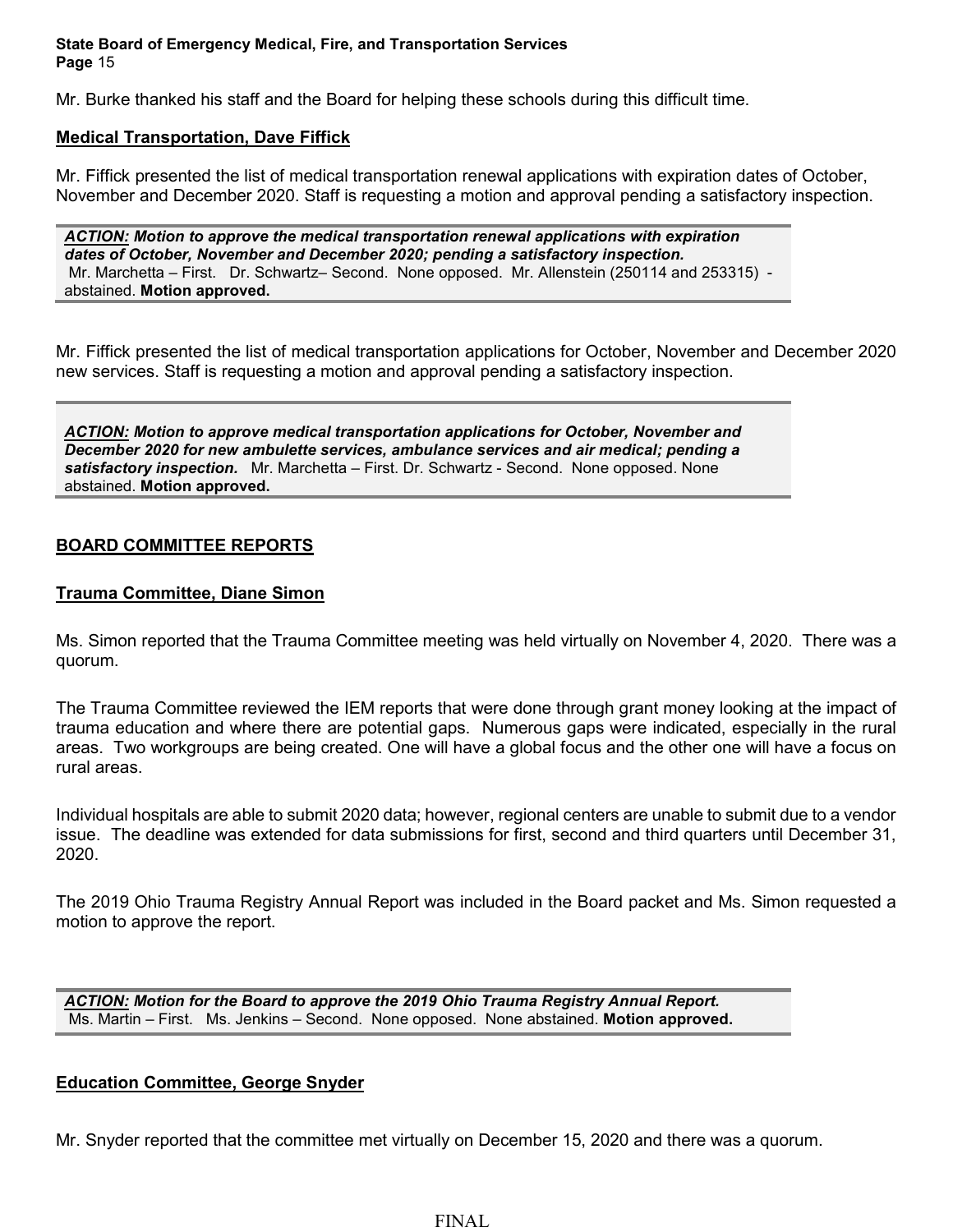Mr. Burke thanked his staff and the Board for helping these schools during this difficult time.

**Medical Transportation, Dave Fiffick**

Mr. Fiffick presented the list of medical transportation renewal applications with expiration dates of October, November and December 2020. Staff is requesting a motion and approval pending a satisfactory inspection.

> ***ACTION:*** ***Motion to approve the medical transportation renewal applications with expiration dates of October, November and December 2020; pending a satisfactory inspection.***
> Mr. Marchetta – First. Dr. Schwartz– Second. None opposed. Mr. Allenstein (250114 and 253315) - abstained. **Motion approved.**

Mr. Fiffick presented the list of medical transportation applications for October, November and December 2020 new services. Staff is requesting a motion and approval pending a satisfactory inspection.

> ***ACTION:*** ***Motion to approve medical transportation applications for October, November and December 2020 for new ambulette services, ambulance services and air medical; pending a satisfactory inspection.*** Mr. Marchetta – First. Dr. Schwartz - Second. None opposed. None abstained. **Motion approved.**

## BOARD COMMITTEE REPORTS

**Trauma Committee, Diane Simon**

Ms. Simon reported that the Trauma Committee meeting was held virtually on November 4, 2020. There was a quorum.

The Trauma Committee reviewed the IEM reports that were done through grant money looking at the impact of trauma education and where there are potential gaps. Numerous gaps were indicated, especially in the rural areas. Two workgroups are being created. One will have a global focus and the other one will have a focus on rural areas.

Individual hospitals are able to submit 2020 data; however, regional centers are unable to submit due to a vendor issue. The deadline was extended for data submissions for first, second and third quarters until December 31, 2020.

The 2019 Ohio Trauma Registry Annual Report was included in the Board packet and Ms. Simon requested a motion to approve the report.

> ***ACTION:*** ***Motion for the Board to approve the 2019 Ohio Trauma Registry Annual Report.***
> Ms. Martin – First. Ms. Jenkins – Second. None opposed. None abstained. **Motion approved.**

**Education Committee, George Snyder**

Mr. Snyder reported that the committee met virtually on December 15, 2020 and there was a quorum.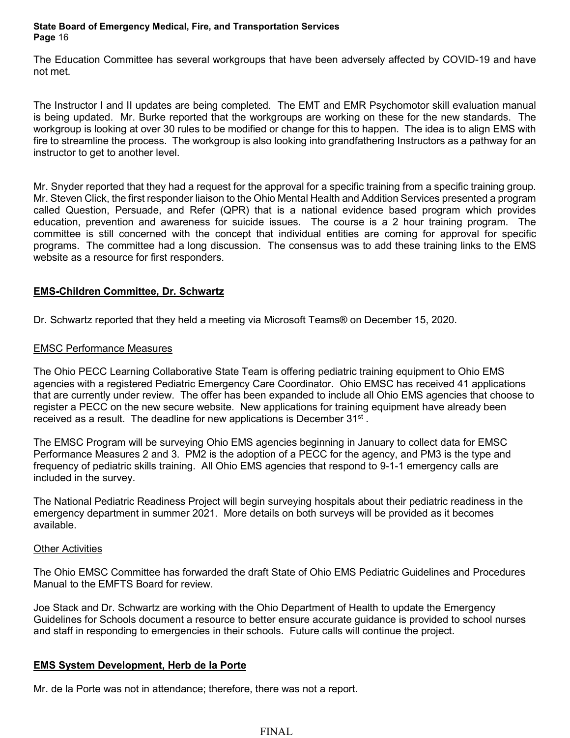The Education Committee has several workgroups that have been adversely affected by COVID-19 and have not met.

The Instructor I and II updates are being completed. The EMT and EMR Psychomotor skill evaluation manual is being updated. Mr. Burke reported that the workgroups are working on these for the new standards. The workgroup is looking at over 30 rules to be modified or change for this to happen. The idea is to align EMS with fire to streamline the process. The workgroup is also looking into grandfathering Instructors as a pathway for an instructor to get to another level.

Mr. Snyder reported that they had a request for the approval for a specific training from a specific training group. Mr. Steven Click, the first responder liaison to the Ohio Mental Health and Addition Services presented a program called Question, Persuade, and Refer (QPR) that is a national evidence based program which provides education, prevention and awareness for suicide issues. The course is a 2 hour training program. The committee is still concerned with the concept that individual entities are coming for approval for specific programs. The committee had a long discussion. The consensus was to add these training links to the EMS website as a resource for first responders.

## EMS-Children Committee, Dr. Schwartz

Dr. Schwartz reported that they held a meeting via Microsoft Teams® on December 15, 2020.

### EMSC Performance Measures

The Ohio PECC Learning Collaborative State Team is offering pediatric training equipment to Ohio EMS agencies with a registered Pediatric Emergency Care Coordinator. Ohio EMSC has received 41 applications that are currently under review. The offer has been expanded to include all Ohio EMS agencies that choose to register a PECC on the new secure website. New applications for training equipment have already been received as a result. The deadline for new applications is December 31st.

The EMSC Program will be surveying Ohio EMS agencies beginning in January to collect data for EMSC Performance Measures 2 and 3. PM2 is the adoption of a PECC for the agency, and PM3 is the type and frequency of pediatric skills training. All Ohio EMS agencies that respond to 9-1-1 emergency calls are included in the survey.

The National Pediatric Readiness Project will begin surveying hospitals about their pediatric readiness in the emergency department in summer 2021. More details on both surveys will be provided as it becomes available.

### Other Activities

The Ohio EMSC Committee has forwarded the draft State of Ohio EMS Pediatric Guidelines and Procedures Manual to the EMFTS Board for review.

Joe Stack and Dr. Schwartz are working with the Ohio Department of Health to update the Emergency Guidelines for Schools document a resource to better ensure accurate guidance is provided to school nurses and staff in responding to emergencies in their schools. Future calls will continue the project.

## EMS System Development, Herb de la Porte

Mr. de la Porte was not in attendance; therefore, there was not a report.

FINAL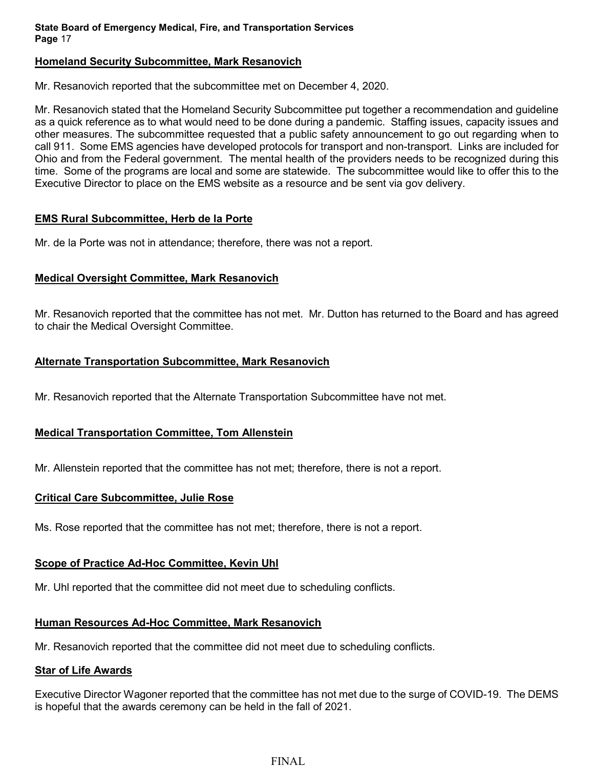### Homeland Security Subcommittee, Mark Resanovich

Mr. Resanovich reported that the subcommittee met on December 4, 2020.

Mr. Resanovich stated that the Homeland Security Subcommittee put together a recommendation and guideline as a quick reference as to what would need to be done during a pandemic. Staffing issues, capacity issues and other measures. The subcommittee requested that a public safety announcement to go out regarding when to call 911. Some EMS agencies have developed protocols for transport and non-transport. Links are included for Ohio and from the Federal government. The mental health of the providers needs to be recognized during this time. Some of the programs are local and some are statewide. The subcommittee would like to offer this to the Executive Director to place on the EMS website as a resource and be sent via gov delivery.

### EMS Rural Subcommittee, Herb de la Porte

Mr. de la Porte was not in attendance; therefore, there was not a report.

### Medical Oversight Committee, Mark Resanovich

Mr. Resanovich reported that the committee has not met. Mr. Dutton has returned to the Board and has agreed to chair the Medical Oversight Committee.

### Alternate Transportation Subcommittee, Mark Resanovich

Mr. Resanovich reported that the Alternate Transportation Subcommittee have not met.

### Medical Transportation Committee, Tom Allenstein

Mr. Allenstein reported that the committee has not met; therefore, there is not a report.

### Critical Care Subcommittee, Julie Rose

Ms. Rose reported that the committee has not met; therefore, there is not a report.

### Scope of Practice Ad-Hoc Committee, Kevin Uhl

Mr. Uhl reported that the committee did not meet due to scheduling conflicts.

### Human Resources Ad-Hoc Committee, Mark Resanovich

Mr. Resanovich reported that the committee did not meet due to scheduling conflicts.

### Star of Life Awards

Executive Director Wagoner reported that the committee has not met due to the surge of COVID-19. The DEMS is hopeful that the awards ceremony can be held in the fall of 2021.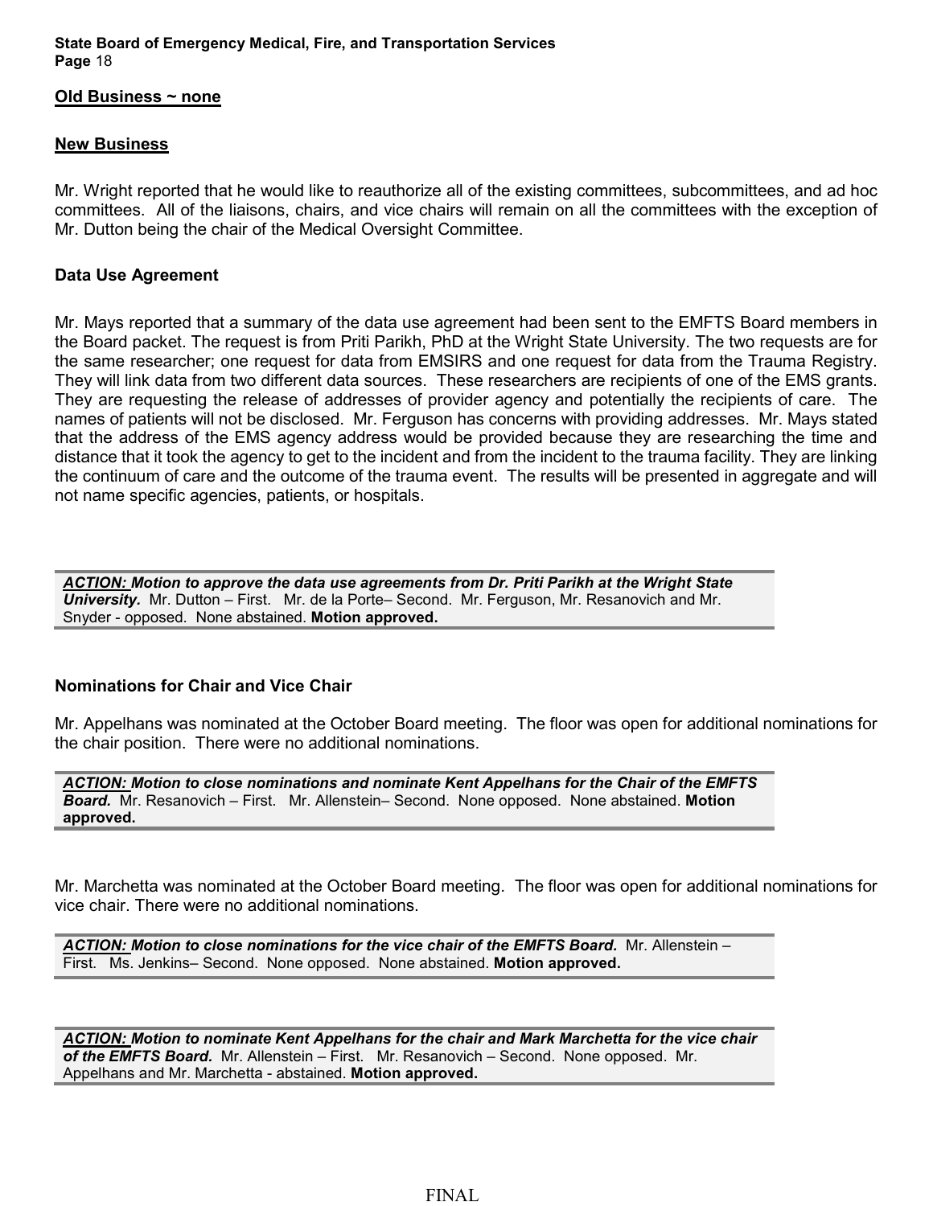**Old Business ~ none**

**New Business**

Mr. Wright reported that he would like to reauthorize all of the existing committees, subcommittees, and ad hoc committees. All of the liaisons, chairs, and vice chairs will remain on all the committees with the exception of Mr. Dutton being the chair of the Medical Oversight Committee.

**Data Use Agreement**

Mr. Mays reported that a summary of the data use agreement had been sent to the EMFTS Board members in the Board packet. The request is from Priti Parikh, PhD at the Wright State University. The two requests are for the same researcher; one request for data from EMSIRS and one request for data from the Trauma Registry. They will link data from two different data sources. These researchers are recipients of one of the EMS grants. They are requesting the release of addresses of provider agency and potentially the recipients of care. The names of patients will not be disclosed. Mr. Ferguson has concerns with providing addresses. Mr. Mays stated that the address of the EMS agency address would be provided because they are researching the time and distance that it took the agency to get to the incident and from the incident to the trauma facility. They are linking the continuum of care and the outcome of the trauma event. The results will be presented in aggregate and will not name specific agencies, patients, or hospitals.

***ACTION:* Motion to approve the data use agreements from Dr. Priti Parikh at the Wright State University.** Mr. Dutton – First. Mr. de la Porte– Second. Mr. Ferguson, Mr. Resanovich and Mr. Snyder - opposed. None abstained. **Motion approved.**

**Nominations for Chair and Vice Chair**

Mr. Appelhans was nominated at the October Board meeting. The floor was open for additional nominations for the chair position. There were no additional nominations.

***ACTION:* Motion to close nominations and nominate Kent Appelhans for the Chair of the EMFTS Board.** Mr. Resanovich – First. Mr. Allenstein– Second. None opposed. None abstained. **Motion approved.**

Mr. Marchetta was nominated at the October Board meeting. The floor was open for additional nominations for vice chair. There were no additional nominations.

***ACTION:* Motion to close nominations for the vice chair of the EMFTS Board.** Mr. Allenstein – First. Ms. Jenkins– Second. None opposed. None abstained. **Motion approved.**

***ACTION:* Motion to nominate Kent Appelhans for the chair and Mark Marchetta for the vice chair of the EMFTS Board.** Mr. Allenstein – First. Mr. Resanovich – Second. None opposed. Mr. Appelhans and Mr. Marchetta - abstained. **Motion approved.**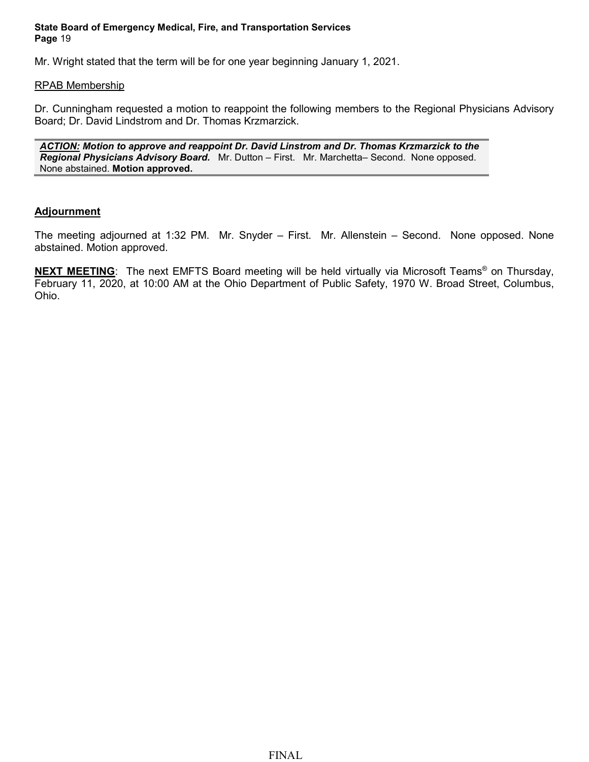Mr. Wright stated that the term will be for one year beginning January 1, 2021.

RPAB Membership

Dr. Cunningham requested a motion to reappoint the following members to the Regional Physicians Advisory Board; Dr. David Lindstrom and Dr. Thomas Krzmarzick.

***ACTION:* Motion to approve and reappoint Dr. David Linstrom and Dr. Thomas Krzmarzick to the Regional Physicians Advisory Board.** Mr. Dutton – First. Mr. Marchetta– Second. None opposed. None abstained. **Motion approved.**

## Adjournment

The meeting adjourned at 1:32 PM. Mr. Snyder – First. Mr. Allenstein – Second. None opposed. None abstained. Motion approved.

**NEXT MEETING**: The next EMFTS Board meeting will be held virtually via Microsoft Teams® on Thursday, February 11, 2020, at 10:00 AM at the Ohio Department of Public Safety, 1970 W. Broad Street, Columbus, Ohio.

FINAL